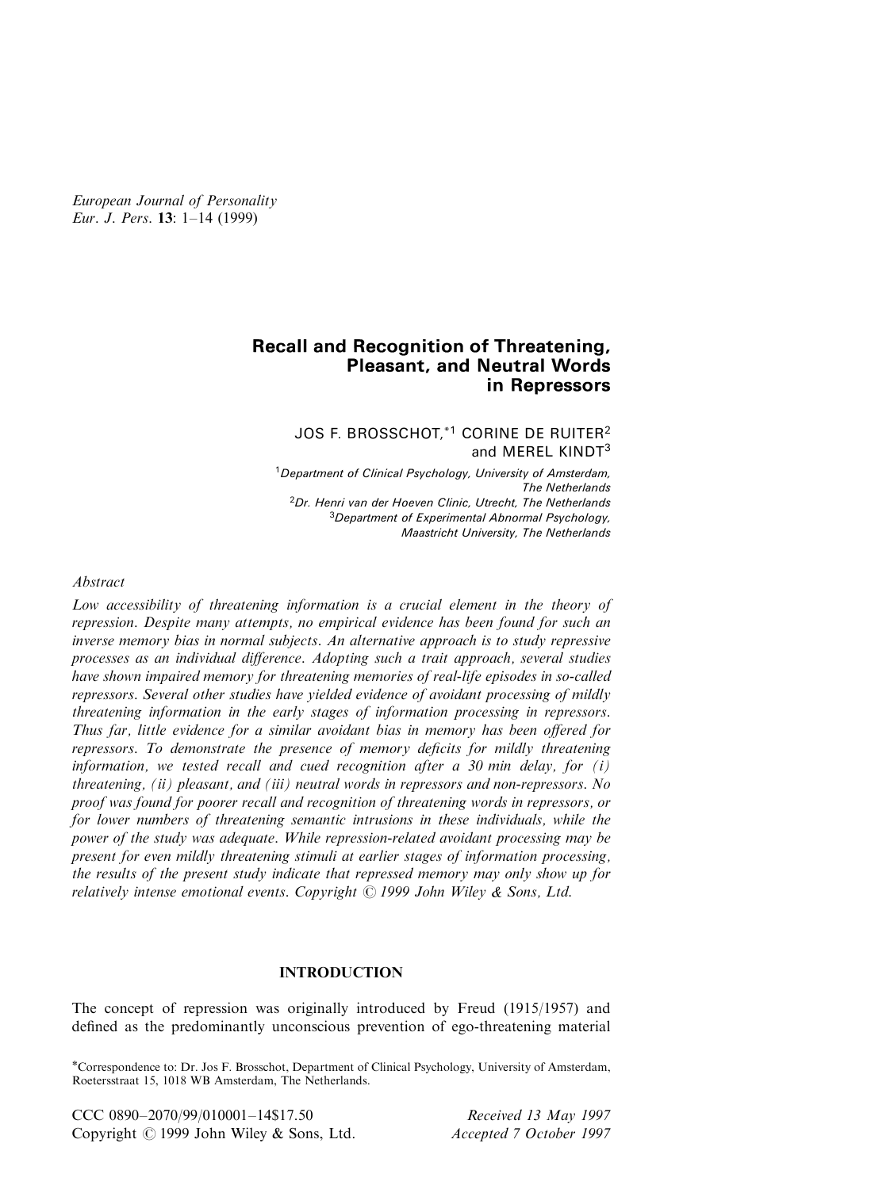European Journal of Personality
Eur. J. Pers. **13**: 1–14 (1999)

# Recall and Recognition of Threatening, Pleasant, and Neutral Words in Repressors

JOS F. BROSSCHOT,*[1] CORINE DE RUITER[2] and MEREL KINDT[3]

[1]Department of Clinical Psychology, University of Amsterdam, The Netherlands
[2]Dr. Henri van der Hoeven Clinic, Utrecht, The Netherlands
[3]Department of Experimental Abnormal Psychology, Maastricht University, The Netherlands

*Abstract*

*Low accessibility of threatening information is a crucial element in the theory of repression. Despite many attempts, no empirical evidence has been found for such an inverse memory bias in normal subjects. An alternative approach is to study repressive processes as an individual difference. Adopting such a trait approach, several studies have shown impaired memory for threatening memories of real-life episodes in so-called repressors. Several other studies have yielded evidence of avoidant processing of mildly threatening information in the early stages of information processing in repressors. Thus far, little evidence for a similar avoidant bias in memory has been offered for repressors. To demonstrate the presence of memory deficits for mildly threatening information, we tested recall and cued recognition after a 30 min delay, for (i) threatening, (ii) pleasant, and (iii) neutral words in repressors and non-repressors. No proof was found for poorer recall and recognition of threatening words in repressors, or for lower numbers of threatening semantic intrusions in these individuals, while the power of the study was adequate. While repression-related avoidant processing may be present for even mildly threatening stimuli at earlier stages of information processing, the results of the present study indicate that repressed memory may only show up for relatively intense emotional events. Copyright © 1999 John Wiley & Sons, Ltd.*

## INTRODUCTION

The concept of repression was originally introduced by Freud (1915/1957) and defined as the predominantly unconscious prevention of ego-threatening material

*Correspondence to: Dr. Jos F. Brosschot, Department of Clinical Psychology, University of Amsterdam, Roetersstraat 15, 1018 WB Amsterdam, The Netherlands.

CCC 0890–2070/99/010001–14$17.50
Copyright © 1999 John Wiley & Sons, Ltd.

*Received 13 May 1997*
*Accepted 7 October 1997*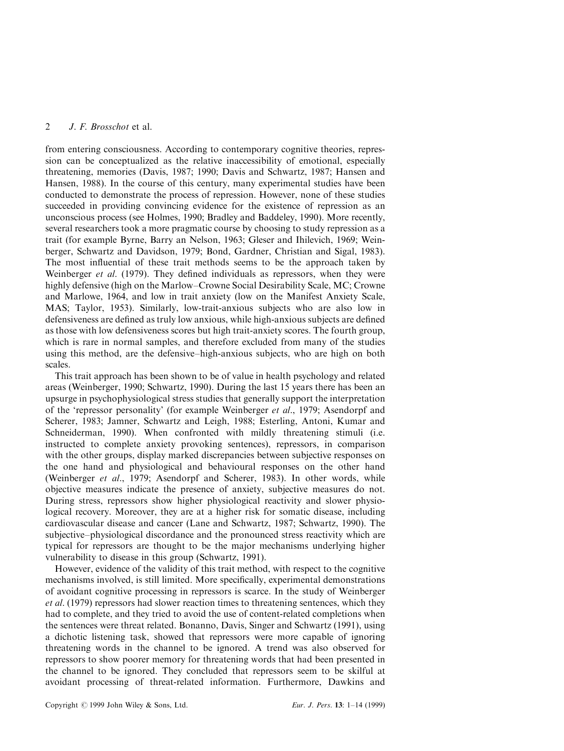from entering consciousness. According to contemporary cognitive theories, repression can be conceptualized as the relative inaccessibility of emotional, especially threatening, memories (Davis, 1987; 1990; Davis and Schwartz, 1987; Hansen and Hansen, 1988). In the course of this century, many experimental studies have been conducted to demonstrate the process of repression. However, none of these studies succeeded in providing convincing evidence for the existence of repression as an unconscious process (see Holmes, 1990; Bradley and Baddeley, 1990). More recently, several researchers took a more pragmatic course by choosing to study repression as a trait (for example Byrne, Barry an Nelson, 1963; Gleser and Ihilevich, 1969; Weinberger, Schwartz and Davidson, 1979; Bond, Gardner, Christian and Sigal, 1983). The most influential of these trait methods seems to be the approach taken by Weinberger *et al*. (1979). They defined individuals as repressors, when they were highly defensive (high on the Marlow–Crowne Social Desirability Scale, MC; Crowne and Marlowe, 1964, and low in trait anxiety (low on the Manifest Anxiety Scale, MAS; Taylor, 1953). Similarly, low-trait-anxious subjects who are also low in defensiveness are defined as truly low anxious, while high-anxious subjects are defined as those with low defensiveness scores but high trait-anxiety scores. The fourth group, which is rare in normal samples, and therefore excluded from many of the studies using this method, are the defensive–high-anxious subjects, who are high on both scales.

This trait approach has been shown to be of value in health psychology and related areas (Weinberger, 1990; Schwartz, 1990). During the last 15 years there has been an upsurge in psychophysiological stress studies that generally support the interpretation of the 'repressor personality' (for example Weinberger *et al*., 1979; Asendorpf and Scherer, 1983; Jamner, Schwartz and Leigh, 1988; Esterling, Antoni, Kumar and Schneiderman, 1990). When confronted with mildly threatening stimuli (i.e. instructed to complete anxiety provoking sentences), repressors, in comparison with the other groups, display marked discrepancies between subjective responses on the one hand and physiological and behavioural responses on the other hand (Weinberger *et al*., 1979; Asendorpf and Scherer, 1983). In other words, while objective measures indicate the presence of anxiety, subjective measures do not. During stress, repressors show higher physiological reactivity and slower physiological recovery. Moreover, they are at a higher risk for somatic disease, including cardiovascular disease and cancer (Lane and Schwartz, 1987; Schwartz, 1990). The subjective–physiological discordance and the pronounced stress reactivity which are typical for repressors are thought to be the major mechanisms underlying higher vulnerability to disease in this group (Schwartz, 1991).

However, evidence of the validity of this trait method, with respect to the cognitive mechanisms involved, is still limited. More specifically, experimental demonstrations of avoidant cognitive processing in repressors is scarce. In the study of Weinberger *et al*. (1979) repressors had slower reaction times to threatening sentences, which they had to complete, and they tried to avoid the use of content-related completions when the sentences were threat related. Bonanno, Davis, Singer and Schwartz (1991), using a dichotic listening task, showed that repressors were more capable of ignoring threatening words in the channel to be ignored. A trend was also observed for repressors to show poorer memory for threatening words that had been presented in the channel to be ignored. They concluded that repressors seem to be skilful at avoidant processing of threat-related information. Furthermore, Dawkins and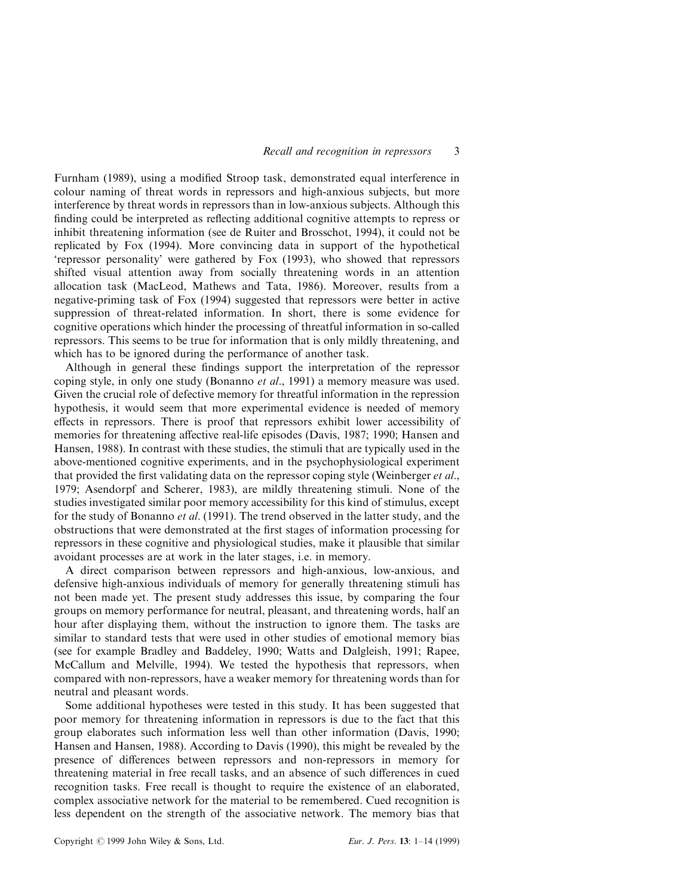Furnham (1989), using a modified Stroop task, demonstrated equal interference in colour naming of threat words in repressors and high-anxious subjects, but more interference by threat words in repressors than in low-anxious subjects. Although this finding could be interpreted as reflecting additional cognitive attempts to repress or inhibit threatening information (see de Ruiter and Brosschot, 1994), it could not be replicated by Fox (1994). More convincing data in support of the hypothetical 'repressor personality' were gathered by Fox (1993), who showed that repressors shifted visual attention away from socially threatening words in an attention allocation task (MacLeod, Mathews and Tata, 1986). Moreover, results from a negative-priming task of Fox (1994) suggested that repressors were better in active suppression of threat-related information. In short, there is some evidence for cognitive operations which hinder the processing of threatful information in so-called repressors. This seems to be true for information that is only mildly threatening, and which has to be ignored during the performance of another task.

Although in general these findings support the interpretation of the repressor coping style, in only one study (Bonanno *et al*., 1991) a memory measure was used. Given the crucial role of defective memory for threatful information in the repression hypothesis, it would seem that more experimental evidence is needed of memory effects in repressors. There is proof that repressors exhibit lower accessibility of memories for threatening affective real-life episodes (Davis, 1987; 1990; Hansen and Hansen, 1988). In contrast with these studies, the stimuli that are typically used in the above-mentioned cognitive experiments, and in the psychophysiological experiment that provided the first validating data on the repressor coping style (Weinberger *et al*., 1979; Asendorpf and Scherer, 1983), are mildly threatening stimuli. None of the studies investigated similar poor memory accessibility for this kind of stimulus, except for the study of Bonanno *et al*. (1991). The trend observed in the latter study, and the obstructions that were demonstrated at the first stages of information processing for repressors in these cognitive and physiological studies, make it plausible that similar avoidant processes are at work in the later stages, i.e. in memory.

A direct comparison between repressors and high-anxious, low-anxious, and defensive high-anxious individuals of memory for generally threatening stimuli has not been made yet. The present study addresses this issue, by comparing the four groups on memory performance for neutral, pleasant, and threatening words, half an hour after displaying them, without the instruction to ignore them. The tasks are similar to standard tests that were used in other studies of emotional memory bias (see for example Bradley and Baddeley, 1990; Watts and Dalgleish, 1991; Rapee, McCallum and Melville, 1994). We tested the hypothesis that repressors, when compared with non-repressors, have a weaker memory for threatening words than for neutral and pleasant words.

Some additional hypotheses were tested in this study. It has been suggested that poor memory for threatening information in repressors is due to the fact that this group elaborates such information less well than other information (Davis, 1990; Hansen and Hansen, 1988). According to Davis (1990), this might be revealed by the presence of differences between repressors and non-repressors in memory for threatening material in free recall tasks, and an absence of such differences in cued recognition tasks. Free recall is thought to require the existence of an elaborated, complex associative network for the material to be remembered. Cued recognition is less dependent on the strength of the associative network. The memory bias that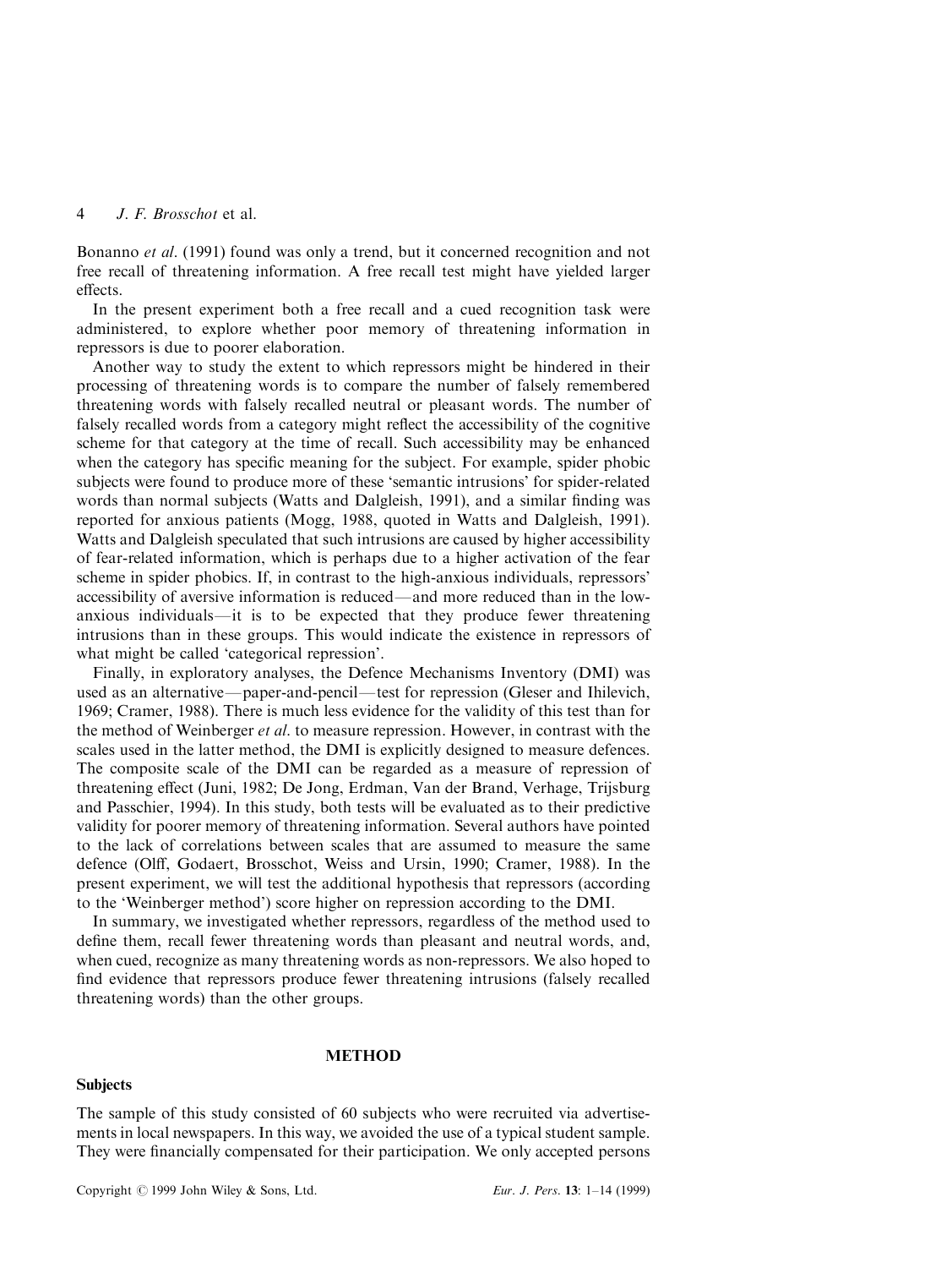Bonanno *et al*. (1991) found was only a trend, but it concerned recognition and not free recall of threatening information. A free recall test might have yielded larger effects.

In the present experiment both a free recall and a cued recognition task were administered, to explore whether poor memory of threatening information in repressors is due to poorer elaboration.

Another way to study the extent to which repressors might be hindered in their processing of threatening words is to compare the number of falsely remembered threatening words with falsely recalled neutral or pleasant words. The number of falsely recalled words from a category might reflect the accessibility of the cognitive scheme for that category at the time of recall. Such accessibility may be enhanced when the category has specific meaning for the subject. For example, spider phobic subjects were found to produce more of these 'semantic intrusions' for spider-related words than normal subjects (Watts and Dalgleish, 1991), and a similar finding was reported for anxious patients (Mogg, 1988, quoted in Watts and Dalgleish, 1991). Watts and Dalgleish speculated that such intrusions are caused by higher accessibility of fear-related information, which is perhaps due to a higher activation of the fear scheme in spider phobics. If, in contrast to the high-anxious individuals, repressors' accessibility of aversive information is reduced—and more reduced than in the low-anxious individuals—it is to be expected that they produce fewer threatening intrusions than in these groups. This would indicate the existence in repressors of what might be called 'categorical repression'.

Finally, in exploratory analyses, the Defence Mechanisms Inventory (DMI) was used as an alternative—paper-and-pencil—test for repression (Gleser and Ihilevich, 1969; Cramer, 1988). There is much less evidence for the validity of this test than for the method of Weinberger *et al*. to measure repression. However, in contrast with the scales used in the latter method, the DMI is explicitly designed to measure defences. The composite scale of the DMI can be regarded as a measure of repression of threatening effect (Juni, 1982; De Jong, Erdman, Van der Brand, Verhage, Trijsburg and Passchier, 1994). In this study, both tests will be evaluated as to their predictive validity for poorer memory of threatening information. Several authors have pointed to the lack of correlations between scales that are assumed to measure the same defence (Olff, Godaert, Brosschot, Weiss and Ursin, 1990; Cramer, 1988). In the present experiment, we will test the additional hypothesis that repressors (according to the 'Weinberger method') score higher on repression according to the DMI.

In summary, we investigated whether repressors, regardless of the method used to define them, recall fewer threatening words than pleasant and neutral words, and, when cued, recognize as many threatening words as non-repressors. We also hoped to find evidence that repressors produce fewer threatening intrusions (falsely recalled threatening words) than the other groups.

## METHOD

### Subjects

The sample of this study consisted of 60 subjects who were recruited via advertisements in local newspapers. In this way, we avoided the use of a typical student sample. They were financially compensated for their participation. We only accepted persons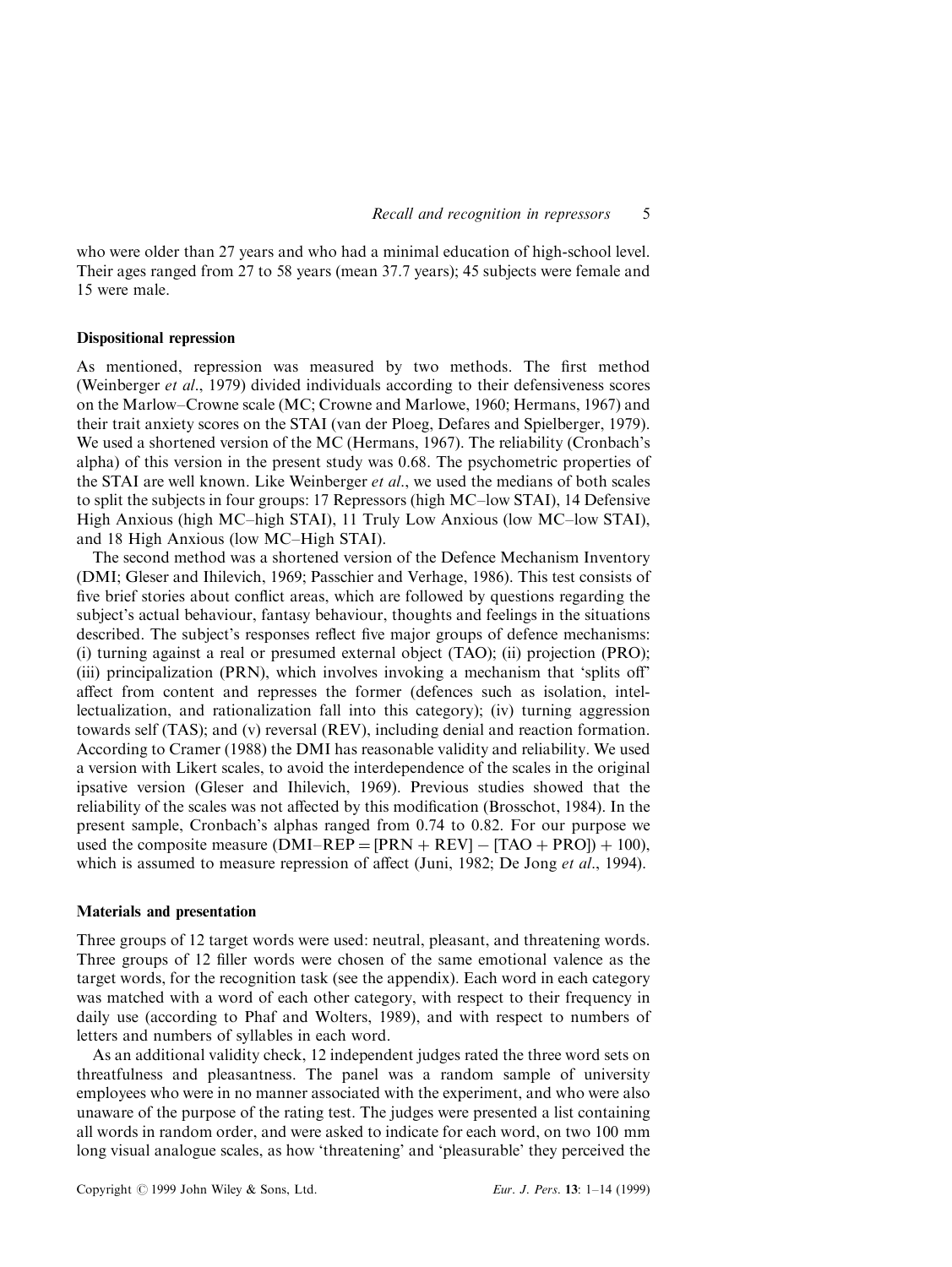who were older than 27 years and who had a minimal education of high-school level. Their ages ranged from 27 to 58 years (mean 37.7 years); 45 subjects were female and 15 were male.

### Dispositional repression

As mentioned, repression was measured by two methods. The first method (Weinberger *et al*., 1979) divided individuals according to their defensiveness scores on the Marlow–Crowne scale (MC; Crowne and Marlowe, 1960; Hermans, 1967) and their trait anxiety scores on the STAI (van der Ploeg, Defares and Spielberger, 1979). We used a shortened version of the MC (Hermans, 1967). The reliability (Cronbach's alpha) of this version in the present study was 0.68. The psychometric properties of the STAI are well known. Like Weinberger *et al*., we used the medians of both scales to split the subjects in four groups: 17 Repressors (high MC–low STAI), 14 Defensive High Anxious (high MC–high STAI), 11 Truly Low Anxious (low MC–low STAI), and 18 High Anxious (low MC–High STAI).

The second method was a shortened version of the Defence Mechanism Inventory (DMI; Gleser and Ihilevich, 1969; Passchier and Verhage, 1986). This test consists of five brief stories about conflict areas, which are followed by questions regarding the subject's actual behaviour, fantasy behaviour, thoughts and feelings in the situations described. The subject's responses reflect five major groups of defence mechanisms: (i) turning against a real or presumed external object (TAO); (ii) projection (PRO); (iii) principalization (PRN), which involves invoking a mechanism that 'splits off' affect from content and represses the former (defences such as isolation, intellectualization, and rationalization fall into this category); (iv) turning aggression towards self (TAS); and (v) reversal (REV), including denial and reaction formation. According to Cramer (1988) the DMI has reasonable validity and reliability. We used a version with Likert scales, to avoid the interdependence of the scales in the original ipsative version (Gleser and Ihilevich, 1969). Previous studies showed that the reliability of the scales was not affected by this modification (Brosschot, 1984). In the present sample, Cronbach's alphas ranged from 0.74 to 0.82. For our purpose we used the composite measure ($\text{DMI–REP} = [\text{PRN} + \text{REV}] - [\text{TAO} + \text{PRO}]) + 100$), which is assumed to measure repression of affect (Juni, 1982; De Jong *et al*., 1994).

### Materials and presentation

Three groups of 12 target words were used: neutral, pleasant, and threatening words. Three groups of 12 filler words were chosen of the same emotional valence as the target words, for the recognition task (see the appendix). Each word in each category was matched with a word of each other category, with respect to their frequency in daily use (according to Phaf and Wolters, 1989), and with respect to numbers of letters and numbers of syllables in each word.

As an additional validity check, 12 independent judges rated the three word sets on threatfulness and pleasantness. The panel was a random sample of university employees who were in no manner associated with the experiment, and who were also unaware of the purpose of the rating test. The judges were presented a list containing all words in random order, and were asked to indicate for each word, on two 100 mm long visual analogue scales, as how 'threatening' and 'pleasurable' they perceived the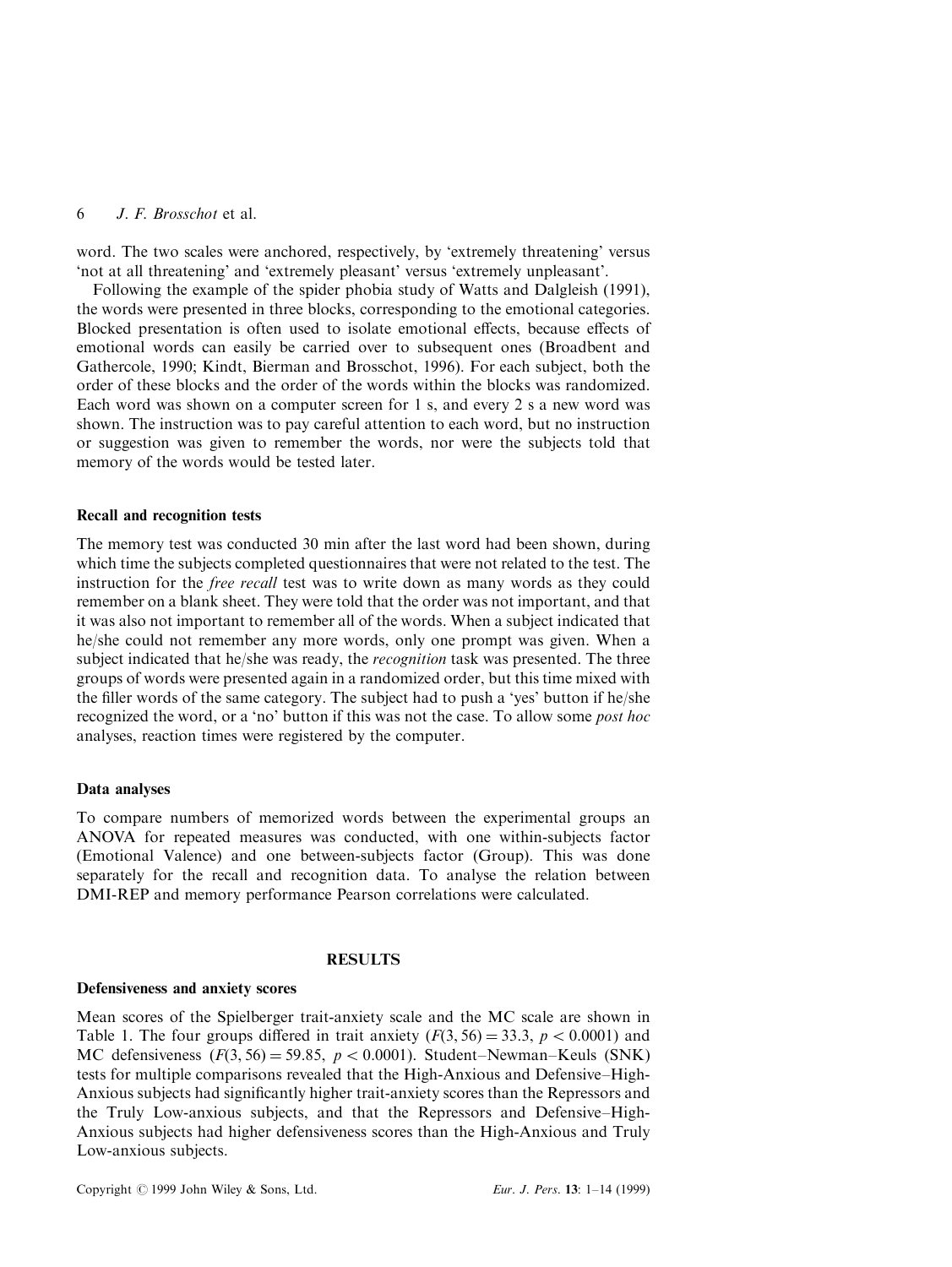word. The two scales were anchored, respectively, by 'extremely threatening' versus 'not at all threatening' and 'extremely pleasant' versus 'extremely unpleasant'.

Following the example of the spider phobia study of Watts and Dalgleish (1991), the words were presented in three blocks, corresponding to the emotional categories. Blocked presentation is often used to isolate emotional effects, because effects of emotional words can easily be carried over to subsequent ones (Broadbent and Gathercole, 1990; Kindt, Bierman and Brosschot, 1996). For each subject, both the order of these blocks and the order of the words within the blocks was randomized. Each word was shown on a computer screen for 1 s, and every 2 s a new word was shown. The instruction was to pay careful attention to each word, but no instruction or suggestion was given to remember the words, nor were the subjects told that memory of the words would be tested later.

### Recall and recognition tests

The memory test was conducted 30 min after the last word had been shown, during which time the subjects completed questionnaires that were not related to the test. The instruction for the *free recall* test was to write down as many words as they could remember on a blank sheet. They were told that the order was not important, and that it was also not important to remember all of the words. When a subject indicated that he/she could not remember any more words, only one prompt was given. When a subject indicated that he/she was ready, the *recognition* task was presented. The three groups of words were presented again in a randomized order, but this time mixed with the filler words of the same category. The subject had to push a 'yes' button if he/she recognized the word, or a 'no' button if this was not the case. To allow some *post hoc* analyses, reaction times were registered by the computer.

### Data analyses

To compare numbers of memorized words between the experimental groups an ANOVA for repeated measures was conducted, with one within-subjects factor (Emotional Valence) and one between-subjects factor (Group). This was done separately for the recall and recognition data. To analyse the relation between DMI-REP and memory performance Pearson correlations were calculated.

## RESULTS

### Defensiveness and anxiety scores

Mean scores of the Spielberger trait-anxiety scale and the MC scale are shown in Table 1. The four groups differed in trait anxiety ($F(3, 56) = 33.3$, $p < 0.0001$) and MC defensiveness ($F(3, 56) = 59.85$, $p < 0.0001$). Student–Newman–Keuls (SNK) tests for multiple comparisons revealed that the High-Anxious and Defensive–High-Anxious subjects had significantly higher trait-anxiety scores than the Repressors and the Truly Low-anxious subjects, and that the Repressors and Defensive–High-Anxious subjects had higher defensiveness scores than the High-Anxious and Truly Low-anxious subjects.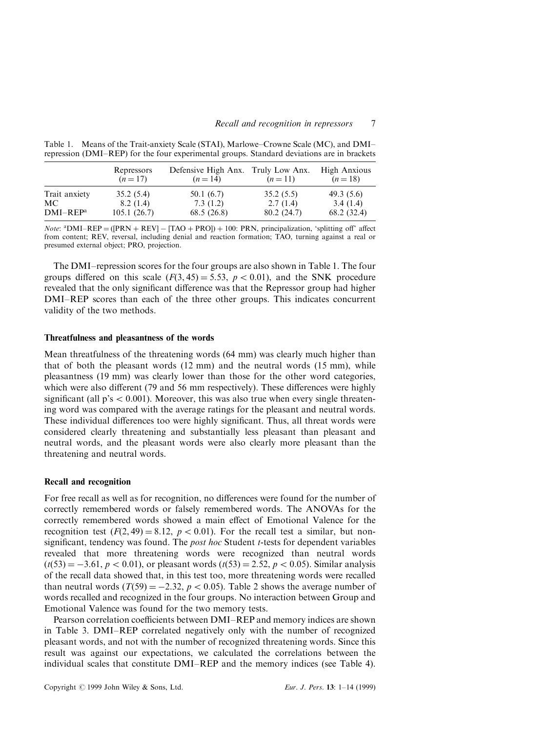Table 1. Means of the Trait-anxiety Scale (STAI), Marlowe–Crowne Scale (MC), and DMI–repression (DMI–REP) for the four experimental groups. Standard deviations are in brackets

| | Repressors ($n = 17$) | Defensive High Anx. ($n = 14$) | Truly Low Anx. ($n = 11$) | High Anxious ($n = 18$) |
|---|---|---|---|---|
| Trait anxiety | 35.2 (5.4) | 50.1 (6.7) | 35.2 (5.5) | 49.3 (5.6) |
| MC | 8.2 (1.4) | 7.3 (1.2) | 2.7 (1.4) | 3.4 (1.4) |
| DMI–REP[a] | 105.1 (26.7) | 68.5 (26.8) | 80.2 (24.7) | 68.2 (32.4) |

*Note*: [a]DMI–REP = ([PRN + REV] − [TAO + PRO]) + 100: PRN, principalization, 'splitting off' affect from content; REV, reversal, including denial and reaction formation; TAO, turning against a real or presumed external object; PRO, projection.

The DMI–repression scores for the four groups are also shown in Table 1. The four groups differed on this scale ($F(3, 45) = 5.53$, $p < 0.01$), and the SNK procedure revealed that the only significant difference was that the Repressor group had higher DMI–REP scores than each of the three other groups. This indicates concurrent validity of the two methods.

### Threatfulness and pleasantness of the words

Mean threatfulness of the threatening words (64 mm) was clearly much higher than that of both the pleasant words (12 mm) and the neutral words (15 mm), while pleasantness (19 mm) was clearly lower than those for the other word categories, which were also different (79 and 56 mm respectively). These differences were highly significant (all p's $< 0.001$). Moreover, this was also true when every single threatening word was compared with the average ratings for the pleasant and neutral words. These individual differences too were highly significant. Thus, all threat words were considered clearly threatening and substantially less pleasant than pleasant and neutral words, and the pleasant words were also clearly more pleasant than the threatening and neutral words.

### Recall and recognition

For free recall as well as for recognition, no differences were found for the number of correctly remembered words or falsely remembered words. The ANOVAs for the correctly remembered words showed a main effect of Emotional Valence for the recognition test ($F(2, 49) = 8.12$, $p < 0.01$). For the recall test a similar, but non-significant, tendency was found. The *post hoc* Student *t*-tests for dependent variables revealed that more threatening words were recognized than neutral words ($t(53) = -3.61$, $p < 0.01$), or pleasant words ($t(53) = 2.52$, $p < 0.05$). Similar analysis of the recall data showed that, in this test too, more threatening words were recalled than neutral words ($T(59) = -2.32$, $p < 0.05$). Table 2 shows the average number of words recalled and recognized in the four groups. No interaction between Group and Emotional Valence was found for the two memory tests.

Pearson correlation coefficients between DMI–REP and memory indices are shown in Table 3. DMI–REP correlated negatively only with the number of recognized pleasant words, and not with the number of recognized threatening words. Since this result was against our expectations, we calculated the correlations between the individual scales that constitute DMI–REP and the memory indices (see Table 4).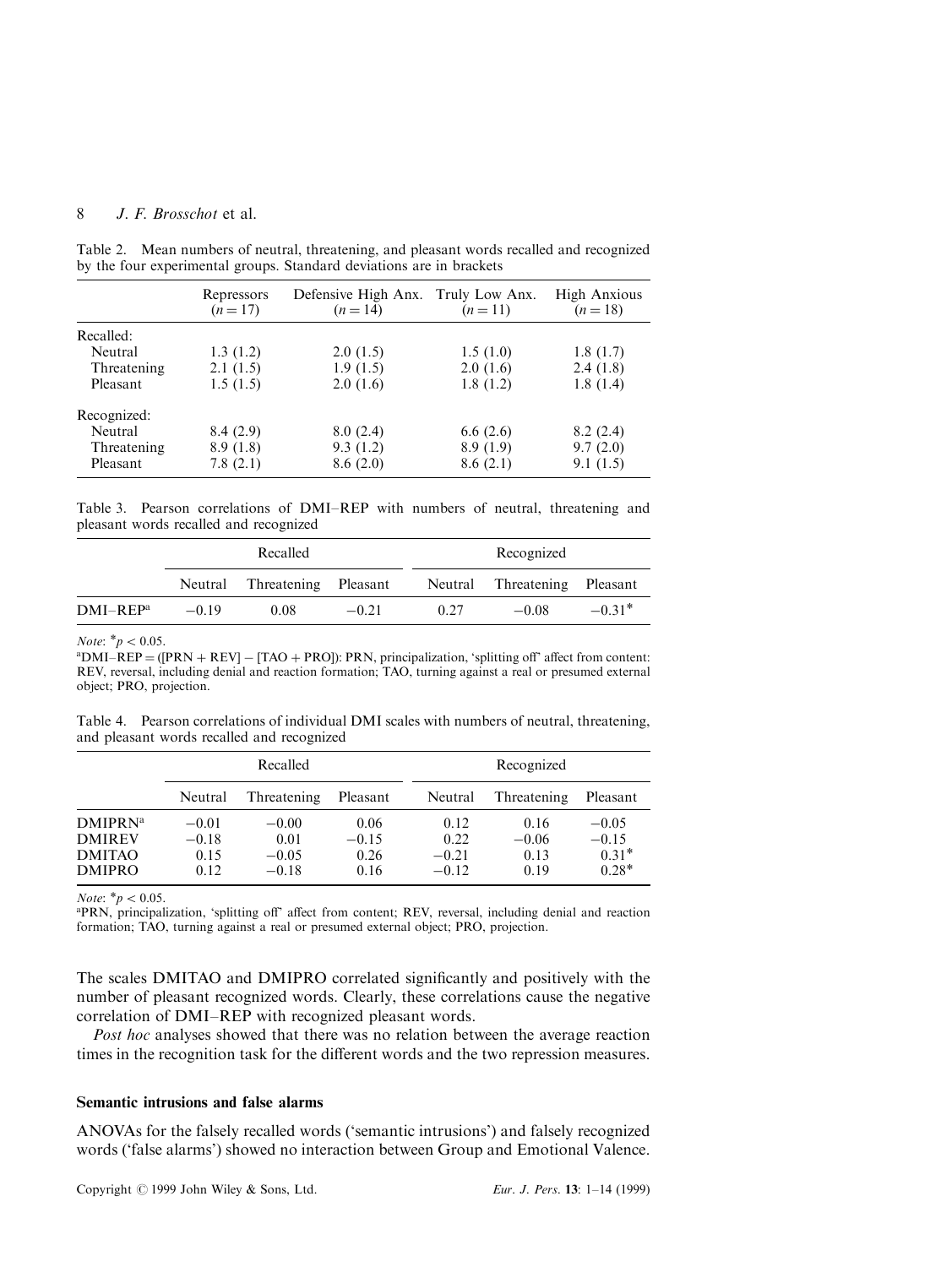Table 2. Mean numbers of neutral, threatening, and pleasant words recalled and recognized by the four experimental groups. Standard deviations are in brackets

| | Repressors ($n = 17$) | Defensive High Anx. ($n = 14$) | Truly Low Anx. ($n = 11$) | High Anxious ($n = 18$) |
|---|---|---|---|---|
| Recalled: | | | | |
| Neutral | 1.3 (1.2) | 2.0 (1.5) | 1.5 (1.0) | 1.8 (1.7) |
| Threatening | 2.1 (1.5) | 1.9 (1.5) | 2.0 (1.6) | 2.4 (1.8) |
| Pleasant | 1.5 (1.5) | 2.0 (1.6) | 1.8 (1.2) | 1.8 (1.4) |
| Recognized: | | | | |
| Neutral | 8.4 (2.9) | 8.0 (2.4) | 6.6 (2.6) | 8.2 (2.4) |
| Threatening | 8.9 (1.8) | 9.3 (1.2) | 8.9 (1.9) | 9.7 (2.0) |
| Pleasant | 7.8 (2.1) | 8.6 (2.0) | 8.6 (2.1) | 9.1 (1.5) |

Table 3. Pearson correlations of DMI–REP with numbers of neutral, threatening and pleasant words recalled and recognized

| | Recalled | | | Recognized | | |
|---|---|---|---|---|---|---|
| | Neutral | Threatening | Pleasant | Neutral | Threatening | Pleasant |
| DMI–REP[a] | −0.19 | 0.08 | −0.21 | 0.27 | −0.08 | −0.31* |

*Note*: *$p < 0.05$.
[a]DMI–REP = ([PRN + REV] − [TAO + PRO]): PRN, principalization, 'splitting off' affect from content: REV, reversal, including denial and reaction formation; TAO, turning against a real or presumed external object; PRO, projection.

Table 4. Pearson correlations of individual DMI scales with numbers of neutral, threatening, and pleasant words recalled and recognized

| | Recalled | | | Recognized | | |
|---|---|---|---|---|---|---|
| | Neutral | Threatening | Pleasant | Neutral | Threatening | Pleasant |
| DMIPRN[a] | −0.01 | −0.00 | 0.06 | 0.12 | 0.16 | −0.05 |
| DMIREV | −0.18 | 0.01 | −0.15 | 0.22 | −0.06 | −0.15 |
| DMITAO | 0.15 | −0.05 | 0.26 | −0.21 | 0.13 | 0.31* |
| DMIPRO | 0.12 | −0.18 | 0.16 | −0.12 | 0.19 | 0.28* |

*Note*: *$p < 0.05$.
[a]PRN, principalization, 'splitting off' affect from content; REV, reversal, including denial and reaction formation; TAO, turning against a real or presumed external object; PRO, projection.

The scales DMITAO and DMIPRO correlated significantly and positively with the number of pleasant recognized words. Clearly, these correlations cause the negative correlation of DMI–REP with recognized pleasant words.

*Post hoc* analyses showed that there was no relation between the average reaction times in the recognition task for the different words and the two repression measures.

### Semantic intrusions and false alarms

ANOVAs for the falsely recalled words ('semantic intrusions') and falsely recognized words ('false alarms') showed no interaction between Group and Emotional Valence.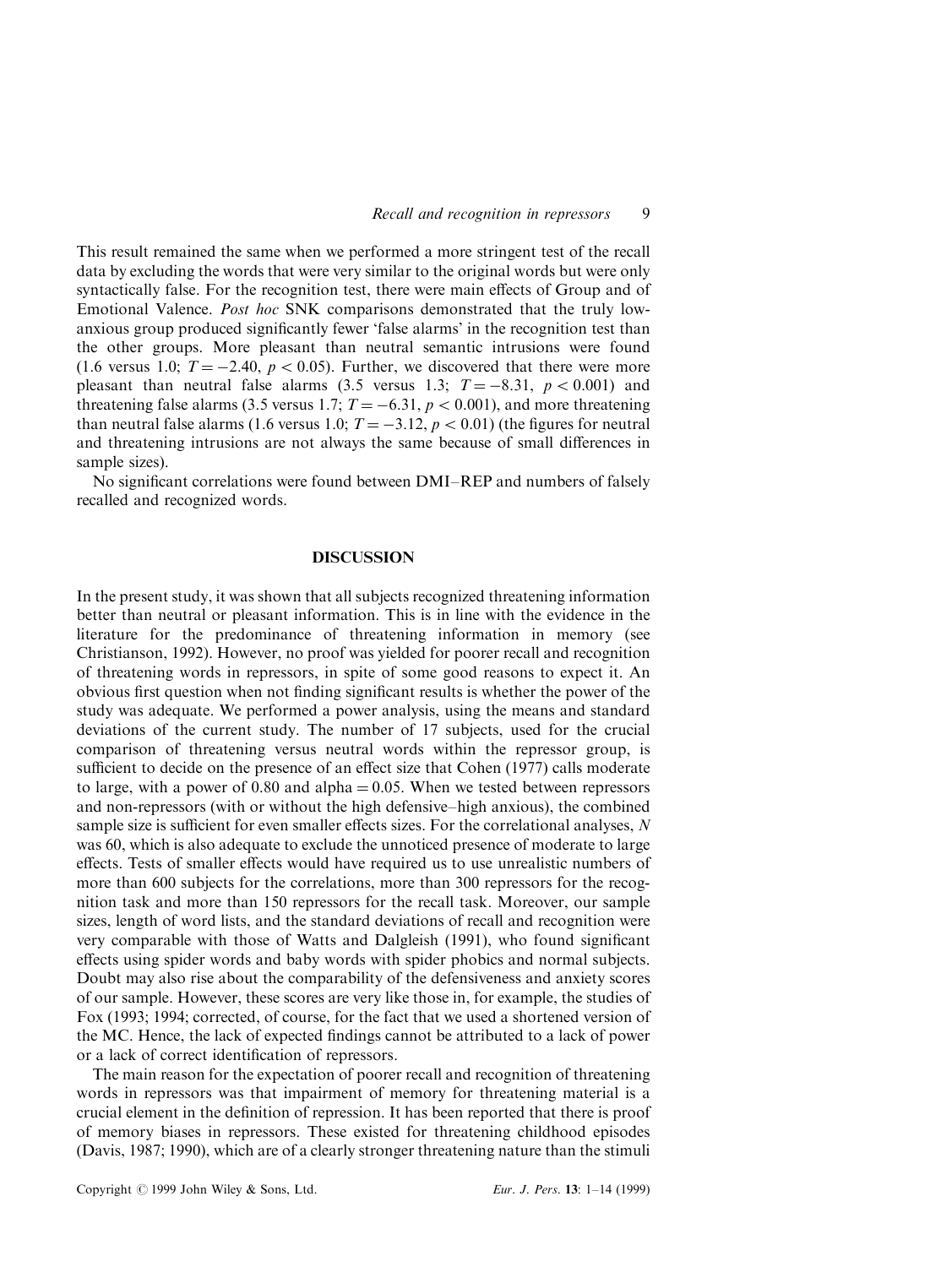This result remained the same when we performed a more stringent test of the recall data by excluding the words that were very similar to the original words but were only syntactically false. For the recognition test, there were main effects of Group and of Emotional Valence. *Post hoc* SNK comparisons demonstrated that the truly low-anxious group produced significantly fewer 'false alarms' in the recognition test than the other groups. More pleasant than neutral semantic intrusions were found (1.6 versus 1.0; $T = -2.40$, $p < 0.05$). Further, we discovered that there were more pleasant than neutral false alarms (3.5 versus 1.3; $T = -8.31$, $p < 0.001$) and threatening false alarms (3.5 versus 1.7; $T = -6.31$, $p < 0.001$), and more threatening than neutral false alarms (1.6 versus 1.0; $T = -3.12$, $p < 0.01$) (the figures for neutral and threatening intrusions are not always the same because of small differences in sample sizes).

No significant correlations were found between DMI–REP and numbers of falsely recalled and recognized words.

## DISCUSSION

In the present study, it was shown that all subjects recognized threatening information better than neutral or pleasant information. This is in line with the evidence in the literature for the predominance of threatening information in memory (see Christianson, 1992). However, no proof was yielded for poorer recall and recognition of threatening words in repressors, in spite of some good reasons to expect it. An obvious first question when not finding significant results is whether the power of the study was adequate. We performed a power analysis, using the means and standard deviations of the current study. The number of 17 subjects, used for the crucial comparison of threatening versus neutral words within the repressor group, is sufficient to decide on the presence of an effect size that Cohen (1977) calls moderate to large, with a power of 0.80 and alpha = 0.05. When we tested between repressors and non-repressors (with or without the high defensive–high anxious), the combined sample size is sufficient for even smaller effects sizes. For the correlational analyses, $N$ was 60, which is also adequate to exclude the unnoticed presence of moderate to large effects. Tests of smaller effects would have required us to use unrealistic numbers of more than 600 subjects for the correlations, more than 300 repressors for the recognition task and more than 150 repressors for the recall task. Moreover, our sample sizes, length of word lists, and the standard deviations of recall and recognition were very comparable with those of Watts and Dalgleish (1991), who found significant effects using spider words and baby words with spider phobics and normal subjects. Doubt may also rise about the comparability of the defensiveness and anxiety scores of our sample. However, these scores are very like those in, for example, the studies of Fox (1993; 1994; corrected, of course, for the fact that we used a shortened version of the MC. Hence, the lack of expected findings cannot be attributed to a lack of power or a lack of correct identification of repressors.

The main reason for the expectation of poorer recall and recognition of threatening words in repressors was that impairment of memory for threatening material is a crucial element in the definition of repression. It has been reported that there is proof of memory biases in repressors. These existed for threatening childhood episodes (Davis, 1987; 1990), which are of a clearly stronger threatening nature than the stimuli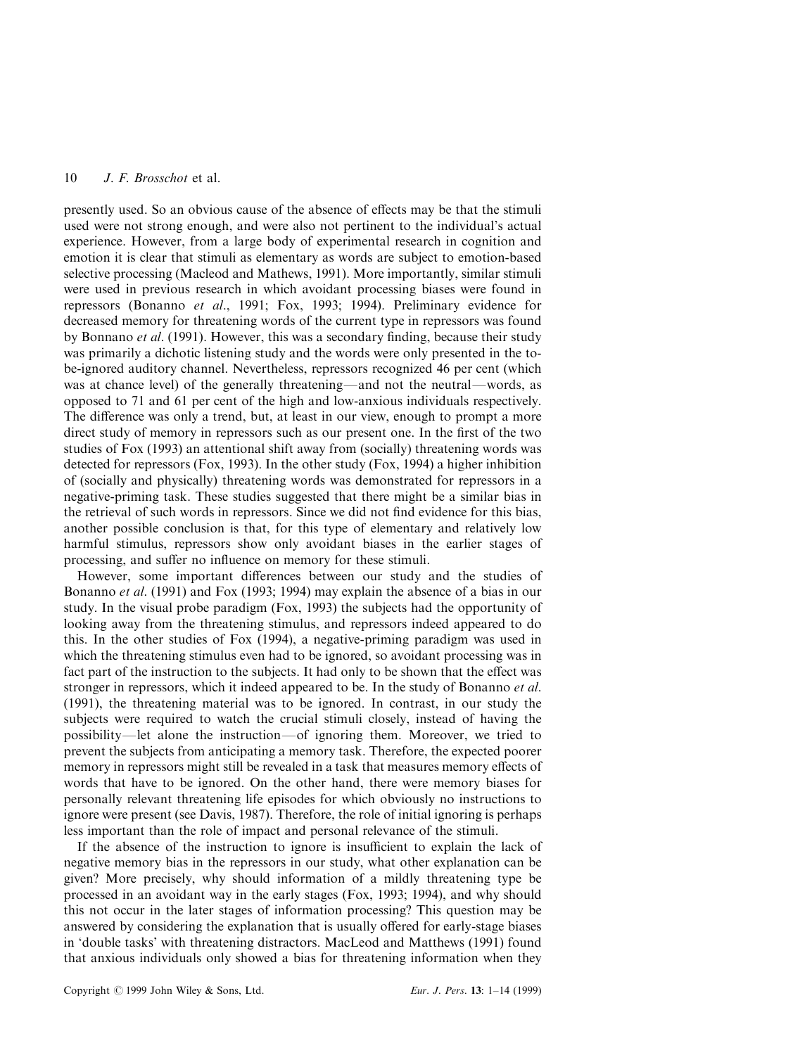presently used. So an obvious cause of the absence of effects may be that the stimuli used were not strong enough, and were also not pertinent to the individual's actual experience. However, from a large body of experimental research in cognition and emotion it is clear that stimuli as elementary as words are subject to emotion-based selective processing (Macleod and Mathews, 1991). More importantly, similar stimuli were used in previous research in which avoidant processing biases were found in repressors (Bonanno *et al*., 1991; Fox, 1993; 1994). Preliminary evidence for decreased memory for threatening words of the current type in repressors was found by Bonnano *et al*. (1991). However, this was a secondary finding, because their study was primarily a dichotic listening study and the words were only presented in the to-be-ignored auditory channel. Nevertheless, repressors recognized 46 per cent (which was at chance level) of the generally threatening—and not the neutral—words, as opposed to 71 and 61 per cent of the high and low-anxious individuals respectively. The difference was only a trend, but, at least in our view, enough to prompt a more direct study of memory in repressors such as our present one. In the first of the two studies of Fox (1993) an attentional shift away from (socially) threatening words was detected for repressors (Fox, 1993). In the other study (Fox, 1994) a higher inhibition of (socially and physically) threatening words was demonstrated for repressors in a negative-priming task. These studies suggested that there might be a similar bias in the retrieval of such words in repressors. Since we did not find evidence for this bias, another possible conclusion is that, for this type of elementary and relatively low harmful stimulus, repressors show only avoidant biases in the earlier stages of processing, and suffer no influence on memory for these stimuli.

However, some important differences between our study and the studies of Bonanno *et al*. (1991) and Fox (1993; 1994) may explain the absence of a bias in our study. In the visual probe paradigm (Fox, 1993) the subjects had the opportunity of looking away from the threatening stimulus, and repressors indeed appeared to do this. In the other studies of Fox (1994), a negative-priming paradigm was used in which the threatening stimulus even had to be ignored, so avoidant processing was in fact part of the instruction to the subjects. It had only to be shown that the effect was stronger in repressors, which it indeed appeared to be. In the study of Bonanno *et al*. (1991), the threatening material was to be ignored. In contrast, in our study the subjects were required to watch the crucial stimuli closely, instead of having the possibility—let alone the instruction—of ignoring them. Moreover, we tried to prevent the subjects from anticipating a memory task. Therefore, the expected poorer memory in repressors might still be revealed in a task that measures memory effects of words that have to be ignored. On the other hand, there were memory biases for personally relevant threatening life episodes for which obviously no instructions to ignore were present (see Davis, 1987). Therefore, the role of initial ignoring is perhaps less important than the role of impact and personal relevance of the stimuli.

If the absence of the instruction to ignore is insufficient to explain the lack of negative memory bias in the repressors in our study, what other explanation can be given? More precisely, why should information of a mildly threatening type be processed in an avoidant way in the early stages (Fox, 1993; 1994), and why should this not occur in the later stages of information processing? This question may be answered by considering the explanation that is usually offered for early-stage biases in 'double tasks' with threatening distractors. MacLeod and Matthews (1991) found that anxious individuals only showed a bias for threatening information when they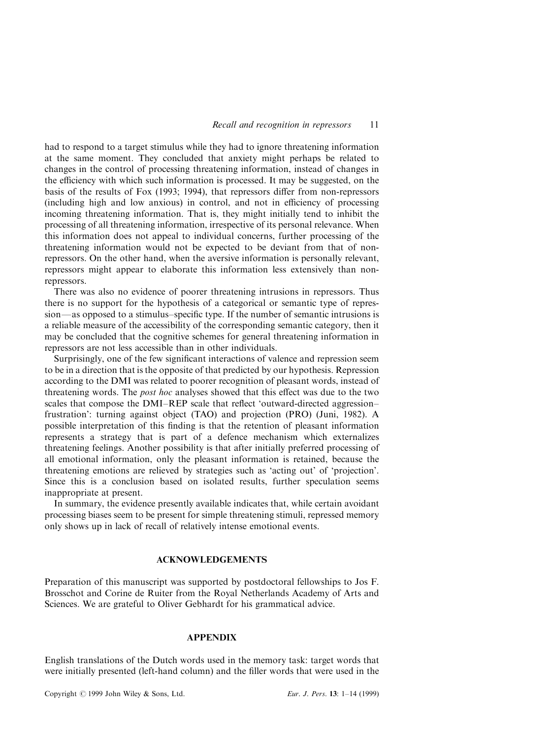had to respond to a target stimulus while they had to ignore threatening information at the same moment. They concluded that anxiety might perhaps be related to changes in the control of processing threatening information, instead of changes in the efficiency with which such information is processed. It may be suggested, on the basis of the results of Fox (1993; 1994), that repressors differ from non-repressors (including high and low anxious) in control, and not in efficiency of processing incoming threatening information. That is, they might initially tend to inhibit the processing of all threatening information, irrespective of its personal relevance. When this information does not appeal to individual concerns, further processing of the threatening information would not be expected to be deviant from that of non-repressors. On the other hand, when the aversive information is personally relevant, repressors might appear to elaborate this information less extensively than non-repressors.

There was also no evidence of poorer threatening intrusions in repressors. Thus there is no support for the hypothesis of a categorical or semantic type of repression—as opposed to a stimulus–specific type. If the number of semantic intrusions is a reliable measure of the accessibility of the corresponding semantic category, then it may be concluded that the cognitive schemes for general threatening information in repressors are not less accessible than in other individuals.

Surprisingly, one of the few significant interactions of valence and repression seem to be in a direction that is the opposite of that predicted by our hypothesis. Repression according to the DMI was related to poorer recognition of pleasant words, instead of threatening words. The *post hoc* analyses showed that this effect was due to the two scales that compose the DMI–REP scale that reflect 'outward-directed aggression–frustration': turning against object (TAO) and projection (PRO) (Juni, 1982). A possible interpretation of this finding is that the retention of pleasant information represents a strategy that is part of a defence mechanism which externalizes threatening feelings. Another possibility is that after initially preferred processing of all emotional information, only the pleasant information is retained, because the threatening emotions are relieved by strategies such as 'acting out' of 'projection'. Since this is a conclusion based on isolated results, further speculation seems inappropriate at present.

In summary, the evidence presently available indicates that, while certain avoidant processing biases seem to be present for simple threatening stimuli, repressed memory only shows up in lack of recall of relatively intense emotional events.

## ACKNOWLEDGEMENTS

Preparation of this manuscript was supported by postdoctoral fellowships to Jos F. Brosschot and Corine de Ruiter from the Royal Netherlands Academy of Arts and Sciences. We are grateful to Oliver Gebhardt for his grammatical advice.

## APPENDIX

English translations of the Dutch words used in the memory task: target words that were initially presented (left-hand column) and the filler words that were used in the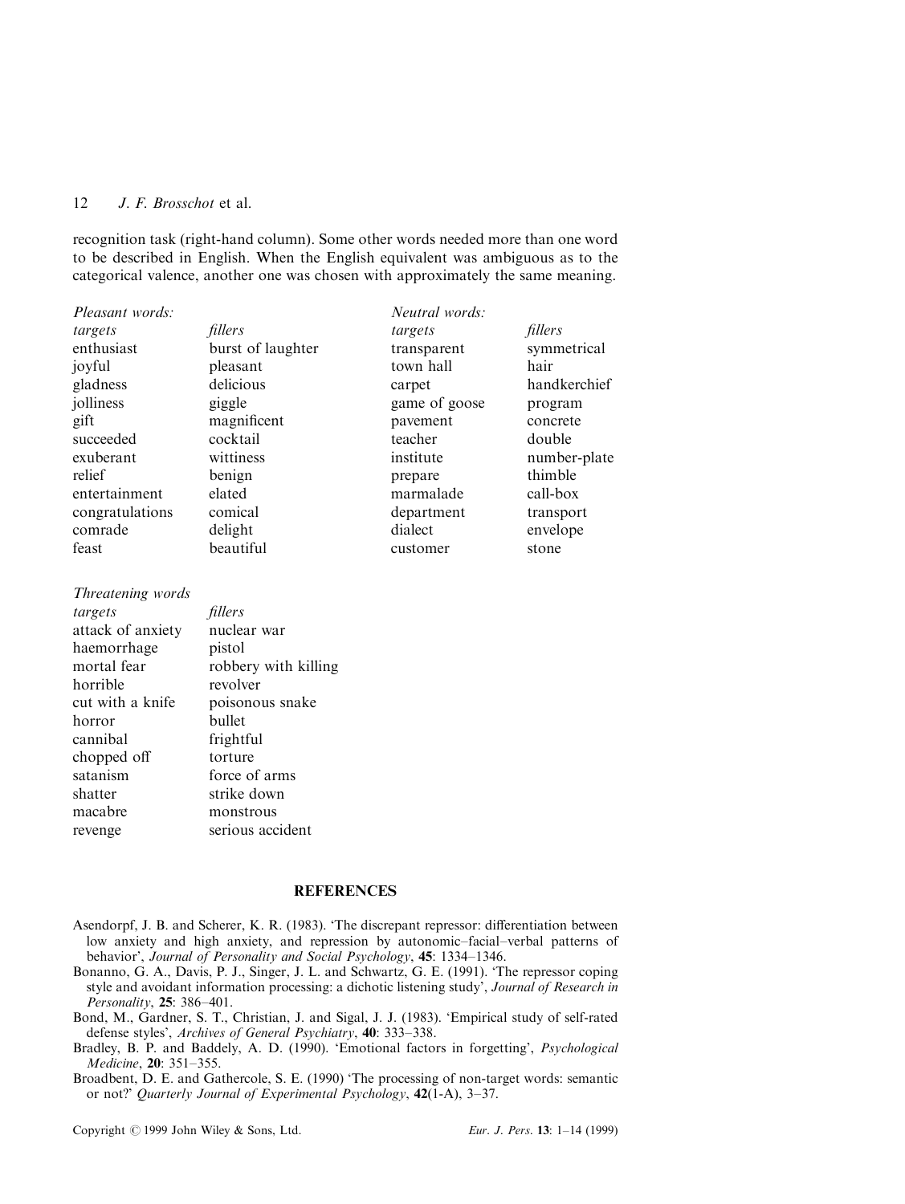recognition task (right-hand column). Some other words needed more than one word to be described in English. When the English equivalent was ambiguous as to the categorical valence, another one was chosen with approximately the same meaning.

| *Pleasant words:* | | *Neutral words:* | |
|---|---|---|---|
| *targets* | *fillers* | *targets* | *fillers* |
| enthusiast | burst of laughter | transparent | symmetrical |
| joyful | pleasant | town hall | hair |
| gladness | delicious | carpet | handkerchief |
| jolliness | giggle | game of goose | program |
| gift | magnificent | pavement | concrete |
| succeeded | cocktail | teacher | double |
| exuberant | wittiness | institute | number-plate |
| relief | benign | prepare | thimble |
| entertainment | elated | marmalade | call-box |
| congratulations | comical | department | transport |
| comrade | delight | dialect | envelope |
| feast | beautiful | customer | stone |

| *Threatening words* | |
|---|---|
| *targets* | *fillers* |
| attack of anxiety | nuclear war |
| haemorrhage | pistol |
| mortal fear | robbery with killing |
| horrible | revolver |
| cut with a knife | poisonous snake |
| horror | bullet |
| cannibal | frightful |
| chopped off | torture |
| satanism | force of arms |
| shatter | strike down |
| macabre | monstrous |
| revenge | serious accident |

## REFERENCES

Asendorpf, J. B. and Scherer, K. R. (1983). 'The discrepant repressor: differentiation between low anxiety and high anxiety, and repression by autonomic–facial–verbal patterns of behavior', *Journal of Personality and Social Psychology*, **45**: 1334–1346.

Bonanno, G. A., Davis, P. J., Singer, J. L. and Schwartz, G. E. (1991). 'The repressor coping style and avoidant information processing: a dichotic listening study', *Journal of Research in Personality*, **25**: 386–401.

Bond, M., Gardner, S. T., Christian, J. and Sigal, J. J. (1983). 'Empirical study of self-rated defense styles', *Archives of General Psychiatry*, **40**: 333–338.

Bradley, B. P. and Baddely, A. D. (1990). 'Emotional factors in forgetting', *Psychological Medicine*, **20**: 351–355.

Broadbent, D. E. and Gathercole, S. E. (1990) 'The processing of non-target words: semantic or not?' *Quarterly Journal of Experimental Psychology*, **42**(1-A), 3–37.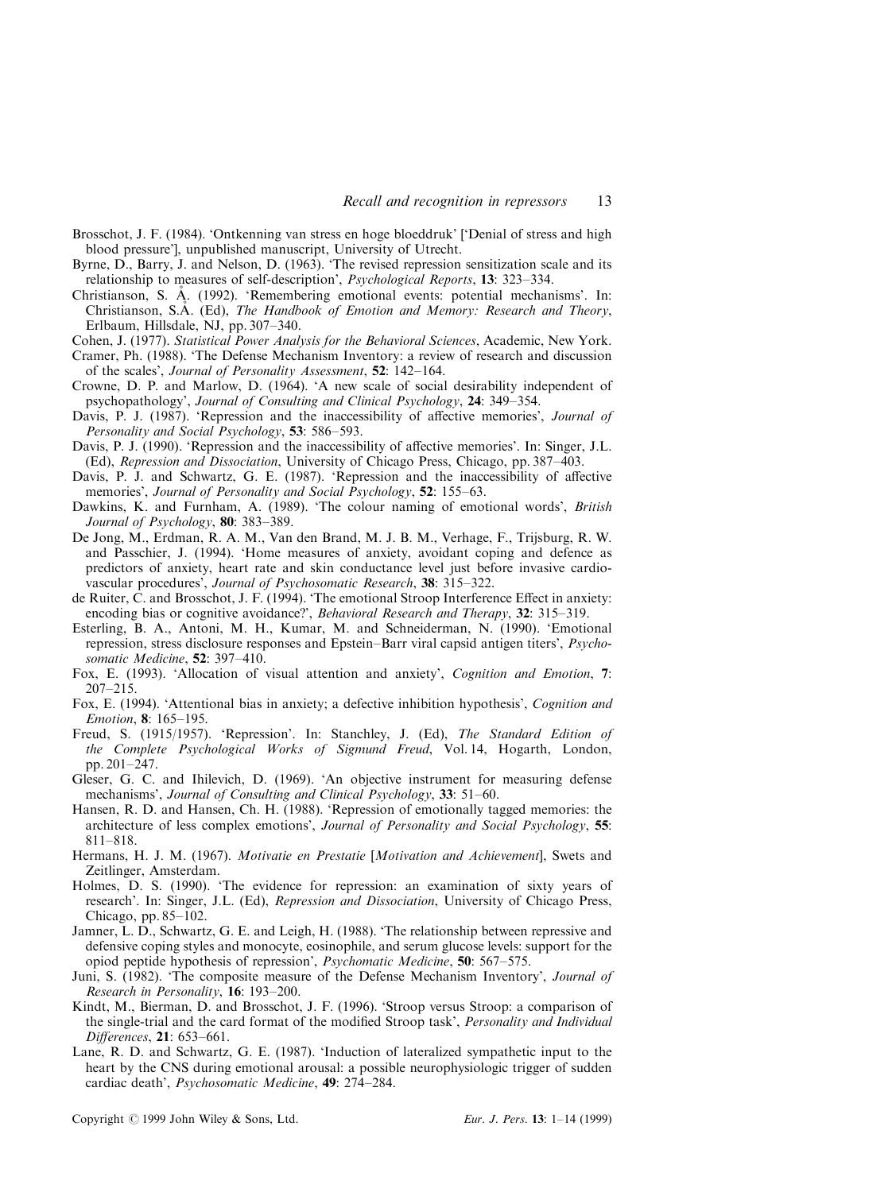Brosschot, J. F. (1984). 'Ontkenning van stress en hoge bloeddruk' ['Denial of stress and high blood pressure'], unpublished manuscript, University of Utrecht.

Byrne, D., Barry, J. and Nelson, D. (1963). 'The revised repression sensitization scale and its relationship to measures of self-description', *Psychological Reports*, **13**: 323–334.

Christianson, S. Å. (1992). 'Remembering emotional events: potential mechanisms'. In: Christianson, S.Å. (Ed), *The Handbook of Emotion and Memory: Research and Theory*, Erlbaum, Hillsdale, NJ, pp. 307–340.

Cohen, J. (1977). *Statistical Power Analysis for the Behavioral Sciences*, Academic, New York.

Cramer, Ph. (1988). 'The Defense Mechanism Inventory: a review of research and discussion of the scales', *Journal of Personality Assessment*, **52**: 142–164.

Crowne, D. P. and Marlow, D. (1964). 'A new scale of social desirability independent of psychopathology', *Journal of Consulting and Clinical Psychology*, **24**: 349–354.

Davis, P. J. (1987). 'Repression and the inaccessibility of affective memories', *Journal of Personality and Social Psychology*, **53**: 586–593.

Davis, P. J. (1990). 'Repression and the inaccessibility of affective memories'. In: Singer, J.L. (Ed), *Repression and Dissociation*, University of Chicago Press, Chicago, pp. 387–403.

Davis, P. J. and Schwartz, G. E. (1987). 'Repression and the inaccessibility of affective memories', *Journal of Personality and Social Psychology*, **52**: 155–63.

Dawkins, K. and Furnham, A. (1989). 'The colour naming of emotional words', *British Journal of Psychology*, **80**: 383–389.

De Jong, M., Erdman, R. A. M., Van den Brand, M. J. B. M., Verhage, F., Trijsburg, R. W. and Passchier, J. (1994). 'Home measures of anxiety, avoidant coping and defence as predictors of anxiety, heart rate and skin conductance level just before invasive cardiovascular procedures', *Journal of Psychosomatic Research*, **38**: 315–322.

de Ruiter, C. and Brosschot, J. F. (1994). 'The emotional Stroop Interference Effect in anxiety: encoding bias or cognitive avoidance?', *Behavioral Research and Therapy*, **32**: 315–319.

Esterling, B. A., Antoni, M. H., Kumar, M. and Schneiderman, N. (1990). 'Emotional repression, stress disclosure responses and Epstein–Barr viral capsid antigen titers', *Psychosomatic Medicine*, **52**: 397–410.

Fox, E. (1993). 'Allocation of visual attention and anxiety', *Cognition and Emotion*, **7**: 207–215.

Fox, E. (1994). 'Attentional bias in anxiety; a defective inhibition hypothesis', *Cognition and Emotion*, **8**: 165–195.

Freud, S. (1915/1957). 'Repression'. In: Stanchley, J. (Ed), *The Standard Edition of the Complete Psychological Works of Sigmund Freud*, Vol. 14, Hogarth, London, pp. 201–247.

Gleser, G. C. and Ihilevich, D. (1969). 'An objective instrument for measuring defense mechanisms', *Journal of Consulting and Clinical Psychology*, **33**: 51–60.

Hansen, R. D. and Hansen, Ch. H. (1988). 'Repression of emotionally tagged memories: the architecture of less complex emotions', *Journal of Personality and Social Psychology*, **55**: 811–818.

Hermans, H. J. M. (1967). *Motivatie en Prestatie* [*Motivation and Achievement*], Swets and Zeitlinger, Amsterdam.

Holmes, D. S. (1990). 'The evidence for repression: an examination of sixty years of research'. In: Singer, J.L. (Ed), *Repression and Dissociation*, University of Chicago Press, Chicago, pp. 85–102.

Jamner, L. D., Schwartz, G. E. and Leigh, H. (1988). 'The relationship between repressive and defensive coping styles and monocyte, eosinophile, and serum glucose levels: support for the opiod peptide hypothesis of repression', *Psychomatic Medicine*, **50**: 567–575.

Juni, S. (1982). 'The composite measure of the Defense Mechanism Inventory', *Journal of Research in Personality*, **16**: 193–200.

Kindt, M., Bierman, D. and Brosschot, J. F. (1996). 'Stroop versus Stroop: a comparison of the single-trial and the card format of the modified Stroop task', *Personality and Individual Differences*, **21**: 653–661.

Lane, R. D. and Schwartz, G. E. (1987). 'Induction of lateralized sympathetic input to the heart by the CNS during emotional arousal: a possible neurophysiologic trigger of sudden cardiac death', *Psychosomatic Medicine*, **49**: 274–284.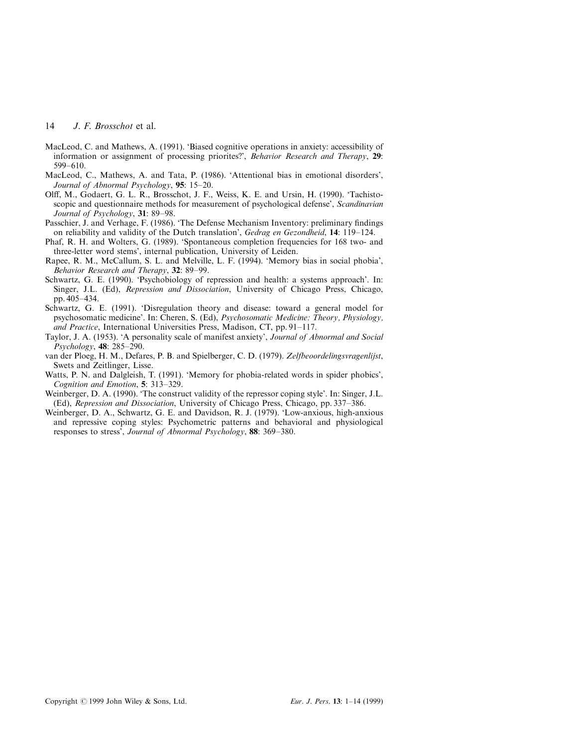MacLeod, C. and Mathews, A. (1991). 'Biased cognitive operations in anxiety: accessibility of information or assignment of processing priorites?', *Behavior Research and Therapy*, **29**: 599–610.

MacLeod, C., Mathews, A. and Tata, P. (1986). 'Attentional bias in emotional disorders', *Journal of Abnormal Psychology*, **95**: 15–20.

Olff, M., Godaert, G. L. R., Brosschot, J. F., Weiss, K. E. and Ursin, H. (1990). 'Tachistoscopic and questionnaire methods for measurement of psychological defense', *Scandinavian Journal of Psychology*, **31**: 89–98.

Passchier, J. and Verhage, F. (1986). 'The Defense Mechanism Inventory: preliminary findings on reliability and validity of the Dutch translation', *Gedrag en Gezondheid*, **14**: 119–124.

Phaf, R. H. and Wolters, G. (1989). 'Spontaneous completion frequencies for 168 two- and three-letter word stems', internal publication, University of Leiden.

Rapee, R. M., McCallum, S. L. and Melville, L. F. (1994). 'Memory bias in social phobia', *Behavior Research and Therapy*, **32**: 89–99.

Schwartz, G. E. (1990). 'Psychobiology of repression and health: a systems approach'. In: Singer, J.L. (Ed), *Repression and Dissociation*, University of Chicago Press, Chicago, pp. 405–434.

Schwartz, G. E. (1991). 'Disregulation theory and disease: toward a general model for psychosomatic medicine'. In: Cheren, S. (Ed), *Psychosomatic Medicine: Theory, Physiology, and Practice*, International Universities Press, Madison, CT, pp. 91–117.

Taylor, J. A. (1953). 'A personality scale of manifest anxiety', *Journal of Abnormal and Social Psychology*, **48**: 285–290.

van der Ploeg, H. M., Defares, P. B. and Spielberger, C. D. (1979). *Zelfbeoordelingsvragenlijst*, Swets and Zeitlinger, Lisse.

Watts, P. N. and Dalgleish, T. (1991). 'Memory for phobia-related words in spider phobics', *Cognition and Emotion*, **5**: 313–329.

Weinberger, D. A. (1990). 'The construct validity of the repressor coping style'. In: Singer, J.L. (Ed), *Repression and Dissociation*, University of Chicago Press, Chicago, pp. 337–386.

Weinberger, D. A., Schwartz, G. E. and Davidson, R. J. (1979). 'Low-anxious, high-anxious and repressive coping styles: Psychometric patterns and behavioral and physiological responses to stress', *Journal of Abnormal Psychology*, **88**: 369–380.